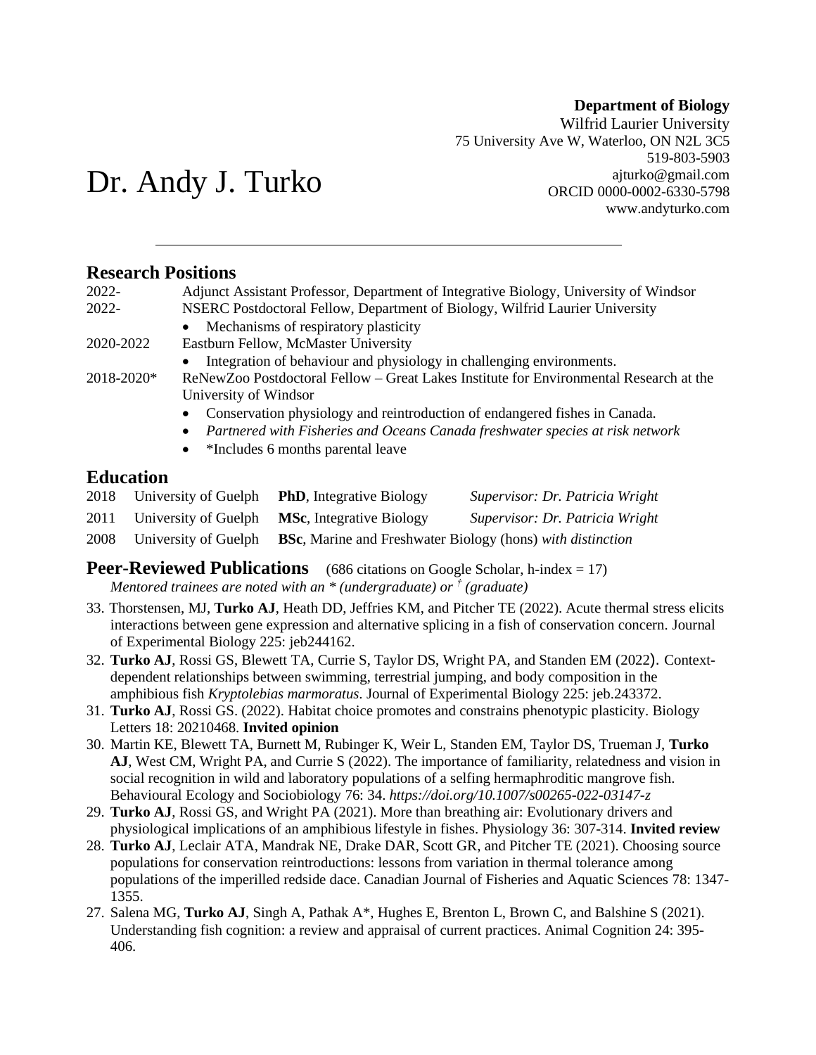**Department of Biology**
Wilfrid Laurier University
75 University Ave W, Waterloo, ON N2L 3C5
519-803-5903
ajturko@gmail.com
ORCID 0000-0002-6330-5798
www.andyturko.com

# Dr. Andy J. Turko

---

## Research Positions

2022- Adjunct Assistant Professor, Department of Integrative Biology, University of Windsor

2022- NSERC Postdoctoral Fellow, Department of Biology, Wilfrid Laurier University
- Mechanisms of respiratory plasticity

2020-2022 Eastburn Fellow, McMaster University
- Integration of behaviour and physiology in challenging environments.

2018-2020* ReNewZoo Postdoctoral Fellow – Great Lakes Institute for Environmental Research at the University of Windsor
- Conservation physiology and reintroduction of endangered fishes in Canada.
- *Partnered with Fisheries and Oceans Canada freshwater species at risk network*
- *Includes 6 months parental leave

## Education

| | | | |
|---|---|---|---|
| 2018 | University of Guelph | **PhD**, Integrative Biology | *Supervisor: Dr. Patricia Wright* |
| 2011 | University of Guelph | **MSc**, Integrative Biology | *Supervisor: Dr. Patricia Wright* |
| 2008 | University of Guelph | **BSc**, Marine and Freshwater Biology (hons) *with distinction* | |

## Peer-Reviewed Publications (686 citations on Google Scholar, h-index = 17)

*Mentored trainees are noted with an * (undergraduate) or † (graduate)*

33. Thorstensen, MJ, **Turko AJ**, Heath DD, Jeffries KM, and Pitcher TE (2022). Acute thermal stress elicits interactions between gene expression and alternative splicing in a fish of conservation concern. Journal of Experimental Biology 225: jeb244162.
32. **Turko AJ**, Rossi GS, Blewett TA, Currie S, Taylor DS, Wright PA, and Standen EM (2022). Context-dependent relationships between swimming, terrestrial jumping, and body composition in the amphibious fish *Kryptolebias marmoratus*. Journal of Experimental Biology 225: jeb.243372.
31. **Turko AJ**, Rossi GS. (2022). Habitat choice promotes and constrains phenotypic plasticity. Biology Letters 18: 20210468. **Invited opinion**
30. Martin KE, Blewett TA, Burnett M, Rubinger K, Weir L, Standen EM, Taylor DS, Trueman J, **Turko AJ**, West CM, Wright PA, and Currie S (2022). The importance of familiarity, relatedness and vision in social recognition in wild and laboratory populations of a selfing hermaphroditic mangrove fish. Behavioural Ecology and Sociobiology 76: 34. *https://doi.org/10.1007/s00265-022-03147-z*
29. **Turko AJ**, Rossi GS, and Wright PA (2021). More than breathing air: Evolutionary drivers and physiological implications of an amphibious lifestyle in fishes. Physiology 36: 307-314. **Invited review**
28. **Turko AJ**, Leclair ATA, Mandrak NE, Drake DAR, Scott GR, and Pitcher TE (2021). Choosing source populations for conservation reintroductions: lessons from variation in thermal tolerance among populations of the imperilled redside dace. Canadian Journal of Fisheries and Aquatic Sciences 78: 1347-1355.
27. Salena MG, **Turko AJ**, Singh A, Pathak A*, Hughes E, Brenton L, Brown C, and Balshine S (2021). Understanding fish cognition: a review and appraisal of current practices. Animal Cognition 24: 395-406.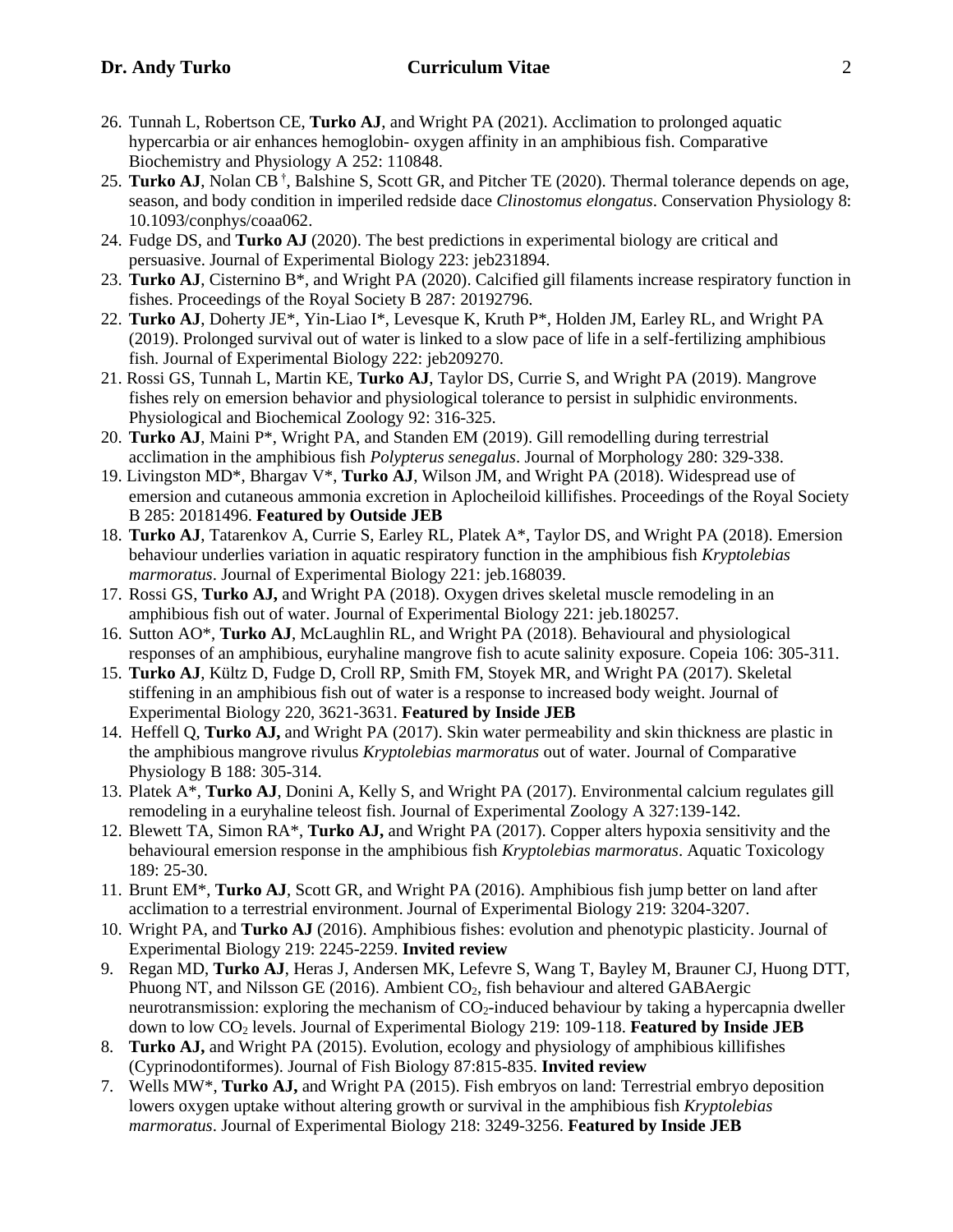26. Tunnah L, Robertson CE, **Turko AJ**, and Wright PA (2021). Acclimation to prolonged aquatic hypercarbia or air enhances hemoglobin- oxygen affinity in an amphibious fish. Comparative Biochemistry and Physiology A 252: 110848.
25. **Turko AJ**, Nolan CB [†], Balshine S, Scott GR, and Pitcher TE (2020). Thermal tolerance depends on age, season, and body condition in imperiled redside dace *Clinostomus elongatus*. Conservation Physiology 8: 10.1093/conphys/coaa062.
24. Fudge DS, and **Turko AJ** (2020). The best predictions in experimental biology are critical and persuasive. Journal of Experimental Biology 223: jeb231894.
23. **Turko AJ**, Cisternino B*, and Wright PA (2020). Calcified gill filaments increase respiratory function in fishes. Proceedings of the Royal Society B 287: 20192796.
22. **Turko AJ**, Doherty JE*, Yin-Liao I*, Levesque K, Kruth P*, Holden JM, Earley RL, and Wright PA (2019). Prolonged survival out of water is linked to a slow pace of life in a self-fertilizing amphibious fish. Journal of Experimental Biology 222: jeb209270.
21. Rossi GS, Tunnah L, Martin KE, **Turko AJ**, Taylor DS, Currie S, and Wright PA (2019). Mangrove fishes rely on emersion behavior and physiological tolerance to persist in sulphidic environments. Physiological and Biochemical Zoology 92: 316-325.
20. **Turko AJ**, Maini P*, Wright PA, and Standen EM (2019). Gill remodelling during terrestrial acclimation in the amphibious fish *Polypterus senegalus*. Journal of Morphology 280: 329-338.
19. Livingston MD*, Bhargav V*, **Turko AJ**, Wilson JM, and Wright PA (2018). Widespread use of emersion and cutaneous ammonia excretion in Aplocheiloid killifishes. Proceedings of the Royal Society B 285: 20181496. **Featured by Outside JEB**
18. **Turko AJ**, Tatarenkov A, Currie S, Earley RL, Platek A*, Taylor DS, and Wright PA (2018). Emersion behaviour underlies variation in aquatic respiratory function in the amphibious fish *Kryptolebias marmoratus*. Journal of Experimental Biology 221: jeb.168039.
17. Rossi GS, **Turko AJ,** and Wright PA (2018). Oxygen drives skeletal muscle remodeling in an amphibious fish out of water. Journal of Experimental Biology 221: jeb.180257.
16. Sutton AO*, **Turko AJ**, McLaughlin RL, and Wright PA (2018). Behavioural and physiological responses of an amphibious, euryhaline mangrove fish to acute salinity exposure. Copeia 106: 305-311.
15. **Turko AJ**, Kültz D, Fudge D, Croll RP, Smith FM, Stoyek MR, and Wright PA (2017). Skeletal stiffening in an amphibious fish out of water is a response to increased body weight. Journal of Experimental Biology 220, 3621-3631. **Featured by Inside JEB**
14. Heffell Q, **Turko AJ,** and Wright PA (2017). Skin water permeability and skin thickness are plastic in the amphibious mangrove rivulus *Kryptolebias marmoratus* out of water. Journal of Comparative Physiology B 188: 305-314.
13. Platek A*, **Turko AJ**, Donini A, Kelly S, and Wright PA (2017). Environmental calcium regulates gill remodeling in a euryhaline teleost fish. Journal of Experimental Zoology A 327:139-142.
12. Blewett TA, Simon RA*, **Turko AJ,** and Wright PA (2017). Copper alters hypoxia sensitivity and the behavioural emersion response in the amphibious fish *Kryptolebias marmoratus*. Aquatic Toxicology 189: 25-30.
11. Brunt EM*, **Turko AJ**, Scott GR, and Wright PA (2016). Amphibious fish jump better on land after acclimation to a terrestrial environment. Journal of Experimental Biology 219: 3204-3207.
10. Wright PA, and **Turko AJ** (2016). Amphibious fishes: evolution and phenotypic plasticity. Journal of Experimental Biology 219: 2245-2259. **Invited review**
9. Regan MD, **Turko AJ**, Heras J, Andersen MK, Lefevre S, Wang T, Bayley M, Brauner CJ, Huong DTT, Phuong NT, and Nilsson GE (2016). Ambient $CO_2$, fish behaviour and altered GABAergic neurotransmission: exploring the mechanism of $CO_2$-induced behaviour by taking a hypercapnia dweller down to low $CO_2$ levels. Journal of Experimental Biology 219: 109-118. **Featured by Inside JEB**
8. **Turko AJ,** and Wright PA (2015). Evolution, ecology and physiology of amphibious killifishes (Cyprinodontiformes). Journal of Fish Biology 87:815-835. **Invited review**
7. Wells MW*, **Turko AJ,** and Wright PA (2015). Fish embryos on land: Terrestrial embryo deposition lowers oxygen uptake without altering growth or survival in the amphibious fish *Kryptolebias marmoratus*. Journal of Experimental Biology 218: 3249-3256. **Featured by Inside JEB**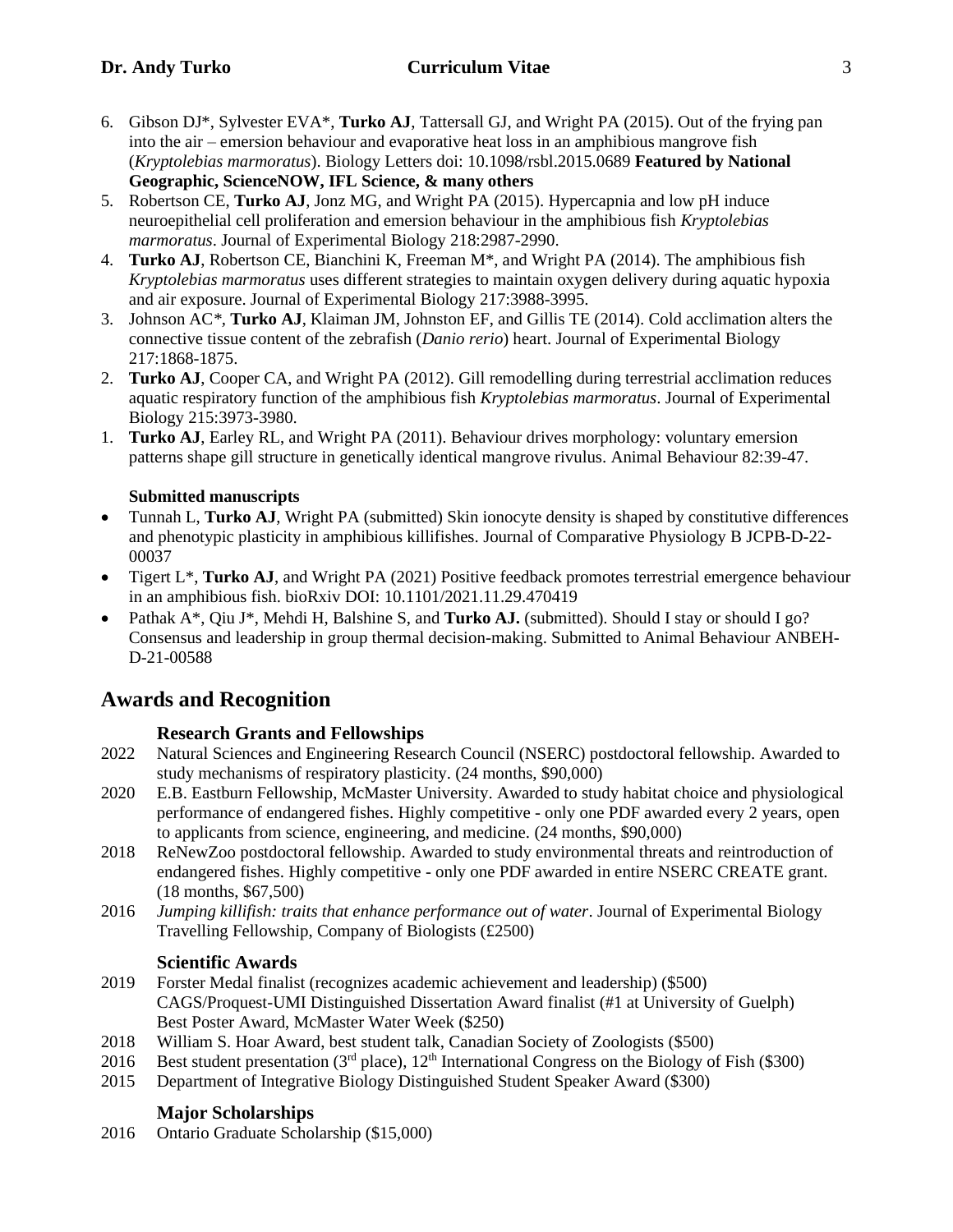6. Gibson DJ*, Sylvester EVA*, **Turko AJ**, Tattersall GJ, and Wright PA (2015). Out of the frying pan into the air – emersion behaviour and evaporative heat loss in an amphibious mangrove fish (*Kryptolebias marmoratus*). Biology Letters doi: 10.1098/rsbl.2015.0689 **Featured by National Geographic, ScienceNOW, IFL Science, & many others**
5. Robertson CE, **Turko AJ**, Jonz MG, and Wright PA (2015). Hypercapnia and low pH induce neuroepithelial cell proliferation and emersion behaviour in the amphibious fish *Kryptolebias marmoratus*. Journal of Experimental Biology 218:2987-2990.
4. **Turko AJ**, Robertson CE, Bianchini K, Freeman M*, and Wright PA (2014). The amphibious fish *Kryptolebias marmoratus* uses different strategies to maintain oxygen delivery during aquatic hypoxia and air exposure. Journal of Experimental Biology 217:3988-3995.
3. Johnson AC*, **Turko AJ**, Klaiman JM, Johnston EF, and Gillis TE (2014). Cold acclimation alters the connective tissue content of the zebrafish (*Danio rerio*) heart. Journal of Experimental Biology 217:1868-1875.
2. **Turko AJ**, Cooper CA, and Wright PA (2012). Gill remodelling during terrestrial acclimation reduces aquatic respiratory function of the amphibious fish *Kryptolebias marmoratus*. Journal of Experimental Biology 215:3973-3980.
1. **Turko AJ**, Earley RL, and Wright PA (2011). Behaviour drives morphology: voluntary emersion patterns shape gill structure in genetically identical mangrove rivulus. Animal Behaviour 82:39-47.

**Submitted manuscripts**

- Tunnah L, **Turko AJ**, Wright PA (submitted) Skin ionocyte density is shaped by constitutive differences and phenotypic plasticity in amphibious killifishes. Journal of Comparative Physiology B JCPB-D-22-00037
- Tigert L*, **Turko AJ**, and Wright PA (2021) Positive feedback promotes terrestrial emergence behaviour in an amphibious fish. bioRxiv DOI: 10.1101/2021.11.29.470419
- Pathak A*, Qiu J*, Mehdi H, Balshine S, and **Turko AJ.** (submitted). Should I stay or should I go? Consensus and leadership in group thermal decision-making. Submitted to Animal Behaviour ANBEH-D-21-00588

## Awards and Recognition

### Research Grants and Fellowships

2022 Natural Sciences and Engineering Research Council (NSERC) postdoctoral fellowship. Awarded to study mechanisms of respiratory plasticity. (24 months, $90,000)

2020 E.B. Eastburn Fellowship, McMaster University. Awarded to study habitat choice and physiological performance of endangered fishes. Highly competitive - only one PDF awarded every 2 years, open to applicants from science, engineering, and medicine. (24 months, $90,000)

2018 ReNewZoo postdoctoral fellowship. Awarded to study environmental threats and reintroduction of endangered fishes. Highly competitive - only one PDF awarded in entire NSERC CREATE grant. (18 months, $67,500)

2016 *Jumping killifish: traits that enhance performance out of water*. Journal of Experimental Biology Travelling Fellowship, Company of Biologists (£2500)

### Scientific Awards

2019 Forster Medal finalist (recognizes academic achievement and leadership) ($500)
CAGS/Proquest-UMI Distinguished Dissertation Award finalist (#1 at University of Guelph)
Best Poster Award, McMaster Water Week ($250)

2018 William S. Hoar Award, best student talk, Canadian Society of Zoologists ($500)

2016 Best student presentation (3rd place), 12th International Congress on the Biology of Fish ($300)

2015 Department of Integrative Biology Distinguished Student Speaker Award ($300)

### Major Scholarships

2016 Ontario Graduate Scholarship ($15,000)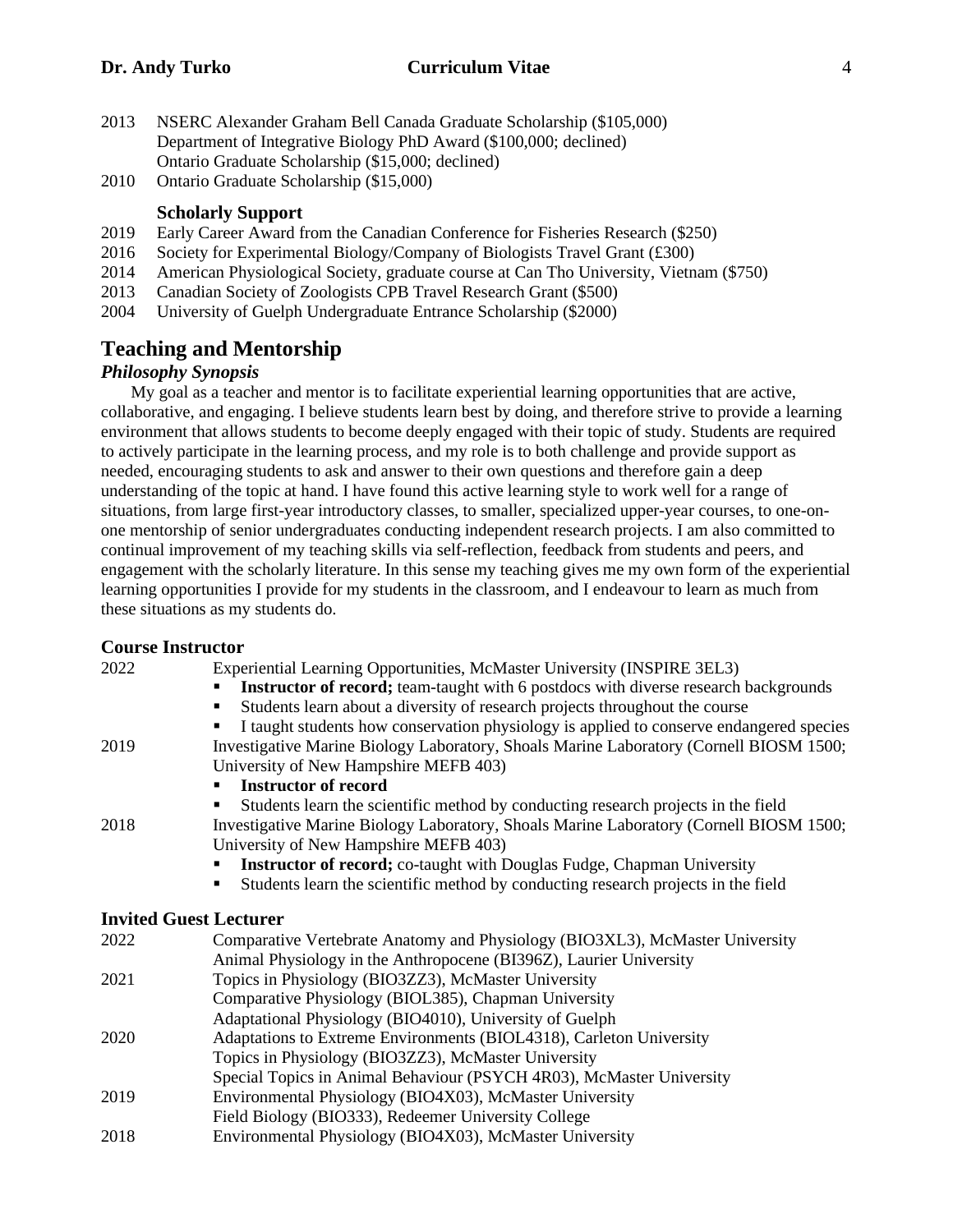2013 NSERC Alexander Graham Bell Canada Graduate Scholarship ($105,000)
Department of Integrative Biology PhD Award ($100,000; declined)
Ontario Graduate Scholarship ($15,000; declined)

2010 Ontario Graduate Scholarship ($15,000)

### Scholarly Support

2019 Early Career Award from the Canadian Conference for Fisheries Research ($250)

2016 Society for Experimental Biology/Company of Biologists Travel Grant (£300)

2014 American Physiological Society, graduate course at Can Tho University, Vietnam ($750)

2013 Canadian Society of Zoologists CPB Travel Research Grant ($500)

2004 University of Guelph Undergraduate Entrance Scholarship ($2000)

## Teaching and Mentorship

### *Philosophy Synopsis*

My goal as a teacher and mentor is to facilitate experiential learning opportunities that are active, collaborative, and engaging. I believe students learn best by doing, and therefore strive to provide a learning environment that allows students to become deeply engaged with their topic of study. Students are required to actively participate in the learning process, and my role is to both challenge and provide support as needed, encouraging students to ask and answer to their own questions and therefore gain a deep understanding of the topic at hand. I have found this active learning style to work well for a range of situations, from large first-year introductory classes, to smaller, specialized upper-year courses, to one-on-one mentorship of senior undergraduates conducting independent research projects. I am also committed to continual improvement of my teaching skills via self-reflection, feedback from students and peers, and engagement with the scholarly literature. In this sense my teaching gives me my own form of the experiential learning opportunities I provide for my students in the classroom, and I endeavour to learn as much from these situations as my students do.

### Course Instructor

2022 Experiential Learning Opportunities, McMaster University (INSPIRE 3EL3)
- **Instructor of record;** team-taught with 6 postdocs with diverse research backgrounds
- Students learn about a diversity of research projects throughout the course
- I taught students how conservation physiology is applied to conserve endangered species

2019 Investigative Marine Biology Laboratory, Shoals Marine Laboratory (Cornell BIOSM 1500; University of New Hampshire MEFB 403)
- **Instructor of record**
- Students learn the scientific method by conducting research projects in the field

2018 Investigative Marine Biology Laboratory, Shoals Marine Laboratory (Cornell BIOSM 1500; University of New Hampshire MEFB 403)
- **Instructor of record;** co-taught with Douglas Fudge, Chapman University
- Students learn the scientific method by conducting research projects in the field

### Invited Guest Lecturer

2022 Comparative Vertebrate Anatomy and Physiology (BIO3XL3), McMaster University
Animal Physiology in the Anthropocene (BI396Z), Laurier University

2021 Topics in Physiology (BIO3ZZ3), McMaster University
Comparative Physiology (BIOL385), Chapman University
Adaptational Physiology (BIO4010), University of Guelph

2020 Adaptations to Extreme Environments (BIOL4318), Carleton University
Topics in Physiology (BIO3ZZ3), McMaster University
Special Topics in Animal Behaviour (PSYCH 4R03), McMaster University

2019 Environmental Physiology (BIO4X03), McMaster University
Field Biology (BIO333), Redeemer University College

2018 Environmental Physiology (BIO4X03), McMaster University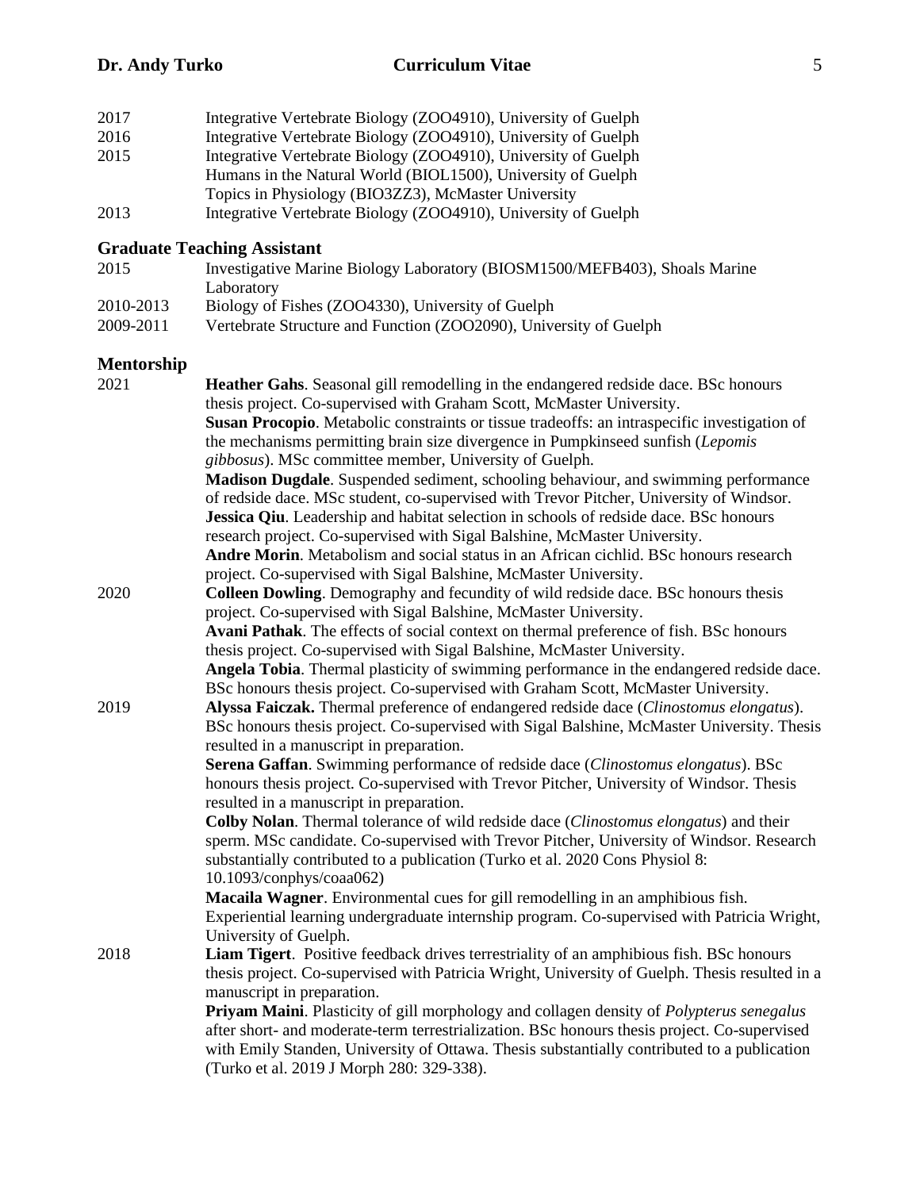2017 Integrative Vertebrate Biology (ZOO4910), University of Guelph
2016 Integrative Vertebrate Biology (ZOO4910), University of Guelph
2015 Integrative Vertebrate Biology (ZOO4910), University of Guelph
Humans in the Natural World (BIOL1500), University of Guelph
Topics in Physiology (BIO3ZZ3), McMaster University
2013 Integrative Vertebrate Biology (ZOO4910), University of Guelph

### Graduate Teaching Assistant

2015 Investigative Marine Biology Laboratory (BIOSM1500/MEFB403), Shoals Marine Laboratory
2010-2013 Biology of Fishes (ZOO4330), University of Guelph
2009-2011 Vertebrate Structure and Function (ZOO2090), University of Guelph

### Mentorship

2021

**Heather Gahs**. Seasonal gill remodelling in the endangered redside dace. BSc honours thesis project. Co-supervised with Graham Scott, McMaster University.

**Susan Procopio**. Metabolic constraints or tissue tradeoffs: an intraspecific investigation of the mechanisms permitting brain size divergence in Pumpkinseed sunfish (*Lepomis gibbosus*). MSc committee member, University of Guelph.

**Madison Dugdale**. Suspended sediment, schooling behaviour, and swimming performance of redside dace. MSc student, co-supervised with Trevor Pitcher, University of Windsor.

**Jessica Qiu**. Leadership and habitat selection in schools of redside dace. BSc honours research project. Co-supervised with Sigal Balshine, McMaster University.

**Andre Morin**. Metabolism and social status in an African cichlid. BSc honours research project. Co-supervised with Sigal Balshine, McMaster University.

2020

**Colleen Dowling**. Demography and fecundity of wild redside dace. BSc honours thesis project. Co-supervised with Sigal Balshine, McMaster University.

**Avani Pathak**. The effects of social context on thermal preference of fish. BSc honours thesis project. Co-supervised with Sigal Balshine, McMaster University.

**Angela Tobia**. Thermal plasticity of swimming performance in the endangered redside dace. BSc honours thesis project. Co-supervised with Graham Scott, McMaster University.

2019

**Alyssa Faiczak.** Thermal preference of endangered redside dace (*Clinostomus elongatus*). BSc honours thesis project. Co-supervised with Sigal Balshine, McMaster University. Thesis resulted in a manuscript in preparation.

**Serena Gaffan**. Swimming performance of redside dace (*Clinostomus elongatus*). BSc honours thesis project. Co-supervised with Trevor Pitcher, University of Windsor. Thesis resulted in a manuscript in preparation.

**Colby Nolan**. Thermal tolerance of wild redside dace (*Clinostomus elongatus*) and their sperm. MSc candidate. Co-supervised with Trevor Pitcher, University of Windsor. Research substantially contributed to a publication (Turko et al. 2020 Cons Physiol 8: 10.1093/conphys/coaa062)

**Macaila Wagner**. Environmental cues for gill remodelling in an amphibious fish. Experiential learning undergraduate internship program. Co-supervised with Patricia Wright, University of Guelph.

2018

**Liam Tigert**. Positive feedback drives terrestriality of an amphibious fish. BSc honours thesis project. Co-supervised with Patricia Wright, University of Guelph. Thesis resulted in a manuscript in preparation.

**Priyam Maini**. Plasticity of gill morphology and collagen density of *Polypterus senegalus* after short- and moderate-term terrestrialization. BSc honours thesis project. Co-supervised with Emily Standen, University of Ottawa. Thesis substantially contributed to a publication (Turko et al. 2019 J Morph 280: 329-338).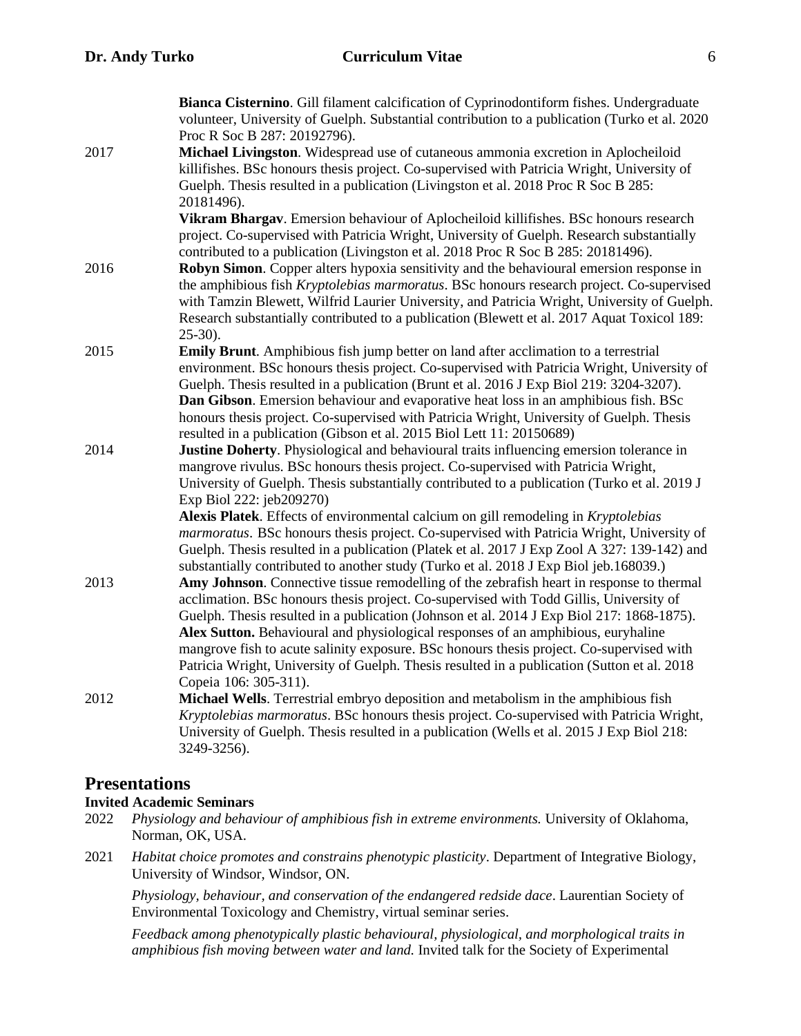**Bianca Cisternino**. Gill filament calcification of Cyprinodontiform fishes. Undergraduate volunteer, University of Guelph. Substantial contribution to a publication (Turko et al. 2020 Proc R Soc B 287: 20192796).

2017 **Michael Livingston**. Widespread use of cutaneous ammonia excretion in Aplocheiloid killifishes. BSc honours thesis project. Co-supervised with Patricia Wright, University of Guelph. Thesis resulted in a publication (Livingston et al. 2018 Proc R Soc B 285: 20181496).

**Vikram Bhargav**. Emersion behaviour of Aplocheiloid killifishes. BSc honours research project. Co-supervised with Patricia Wright, University of Guelph. Research substantially contributed to a publication (Livingston et al. 2018 Proc R Soc B 285: 20181496).

2016 **Robyn Simon**. Copper alters hypoxia sensitivity and the behavioural emersion response in the amphibious fish *Kryptolebias marmoratus*. BSc honours research project. Co-supervised with Tamzin Blewett, Wilfrid Laurier University, and Patricia Wright, University of Guelph. Research substantially contributed to a publication (Blewett et al. 2017 Aquat Toxicol 189: 25-30).

2015 **Emily Brunt**. Amphibious fish jump better on land after acclimation to a terrestrial environment. BSc honours thesis project. Co-supervised with Patricia Wright, University of Guelph. Thesis resulted in a publication (Brunt et al. 2016 J Exp Biol 219: 3204-3207).

**Dan Gibson**. Emersion behaviour and evaporative heat loss in an amphibious fish. BSc honours thesis project. Co-supervised with Patricia Wright, University of Guelph. Thesis resulted in a publication (Gibson et al. 2015 Biol Lett 11: 20150689)

2014 **Justine Doherty**. Physiological and behavioural traits influencing emersion tolerance in mangrove rivulus. BSc honours thesis project. Co-supervised with Patricia Wright, University of Guelph. Thesis substantially contributed to a publication (Turko et al. 2019 J Exp Biol 222: jeb209270)

**Alexis Platek**. Effects of environmental calcium on gill remodeling in *Kryptolebias marmoratus*. BSc honours thesis project. Co-supervised with Patricia Wright, University of Guelph. Thesis resulted in a publication (Platek et al. 2017 J Exp Zool A 327: 139-142) and substantially contributed to another study (Turko et al. 2018 J Exp Biol jeb.168039.)

2013 **Amy Johnson**. Connective tissue remodelling of the zebrafish heart in response to thermal acclimation. BSc honours thesis project. Co-supervised with Todd Gillis, University of Guelph. Thesis resulted in a publication (Johnson et al. 2014 J Exp Biol 217: 1868-1875).

**Alex Sutton.** Behavioural and physiological responses of an amphibious, euryhaline mangrove fish to acute salinity exposure. BSc honours thesis project. Co-supervised with Patricia Wright, University of Guelph. Thesis resulted in a publication (Sutton et al. 2018 Copeia 106: 305-311).

2012 **Michael Wells**. Terrestrial embryo deposition and metabolism in the amphibious fish *Kryptolebias marmoratus*. BSc honours thesis project. Co-supervised with Patricia Wright, University of Guelph. Thesis resulted in a publication (Wells et al. 2015 J Exp Biol 218: 3249-3256).

## Presentations

### Invited Academic Seminars

2022 *Physiology and behaviour of amphibious fish in extreme environments.* University of Oklahoma, Norman, OK, USA.

2021 *Habitat choice promotes and constrains phenotypic plasticity*. Department of Integrative Biology, University of Windsor, Windsor, ON.

*Physiology, behaviour, and conservation of the endangered redside dace*. Laurentian Society of Environmental Toxicology and Chemistry, virtual seminar series.

*Feedback among phenotypically plastic behavioural, physiological, and morphological traits in amphibious fish moving between water and land.* Invited talk for the Society of Experimental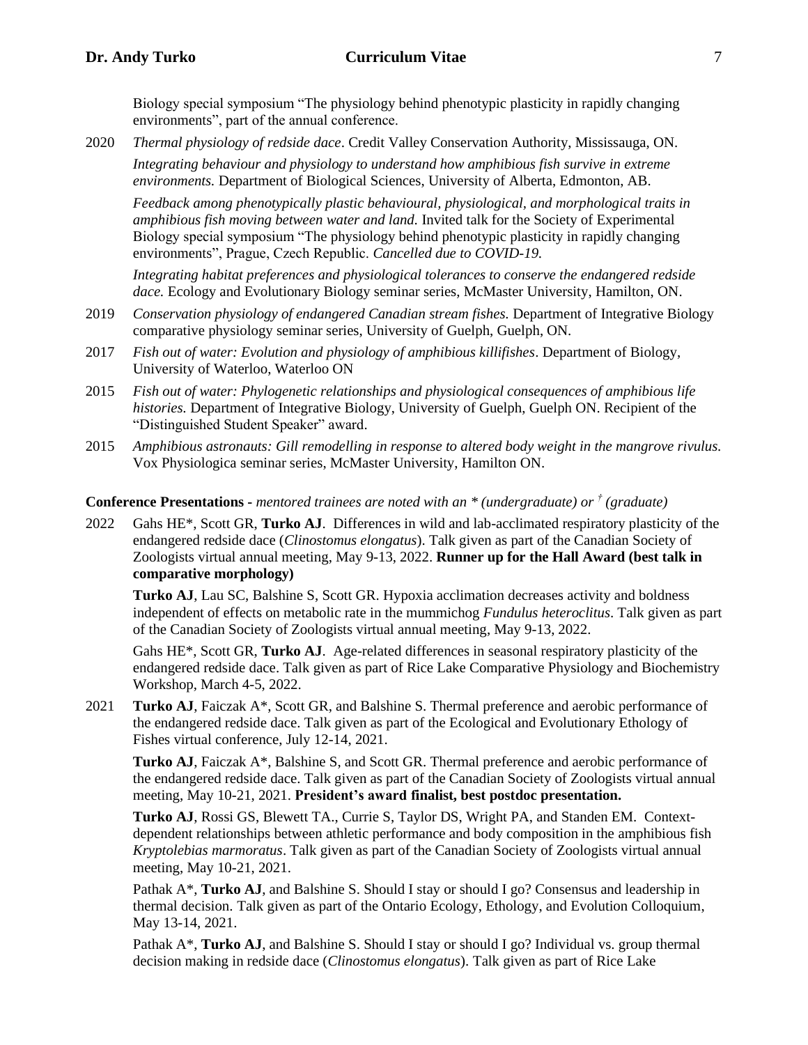Biology special symposium "The physiology behind phenotypic plasticity in rapidly changing environments", part of the annual conference.

2020 *Thermal physiology of redside dace*. Credit Valley Conservation Authority, Mississauga, ON.

*Integrating behaviour and physiology to understand how amphibious fish survive in extreme environments.* Department of Biological Sciences, University of Alberta, Edmonton, AB.

*Feedback among phenotypically plastic behavioural, physiological, and morphological traits in amphibious fish moving between water and land.* Invited talk for the Society of Experimental Biology special symposium "The physiology behind phenotypic plasticity in rapidly changing environments", Prague, Czech Republic. *Cancelled due to COVID-19.*

*Integrating habitat preferences and physiological tolerances to conserve the endangered redside dace.* Ecology and Evolutionary Biology seminar series, McMaster University, Hamilton, ON.

2019 *Conservation physiology of endangered Canadian stream fishes.* Department of Integrative Biology comparative physiology seminar series, University of Guelph, Guelph, ON.

2017 *Fish out of water: Evolution and physiology of amphibious killifishes*. Department of Biology, University of Waterloo, Waterloo ON

2015 *Fish out of water: Phylogenetic relationships and physiological consequences of amphibious life histories.* Department of Integrative Biology, University of Guelph, Guelph ON. Recipient of the "Distinguished Student Speaker" award.

2015 *Amphibious astronauts: Gill remodelling in response to altered body weight in the mangrove rivulus.* Vox Physiologica seminar series, McMaster University, Hamilton ON.

**Conference Presentations -** *mentored trainees are noted with an * (undergraduate) or † (graduate)*

2022 Gahs HE*, Scott GR, **Turko AJ**. Differences in wild and lab-acclimated respiratory plasticity of the endangered redside dace (*Clinostomus elongatus*). Talk given as part of the Canadian Society of Zoologists virtual annual meeting, May 9-13, 2022. **Runner up for the Hall Award (best talk in comparative morphology)**

**Turko AJ**, Lau SC, Balshine S, Scott GR. Hypoxia acclimation decreases activity and boldness independent of effects on metabolic rate in the mummichog *Fundulus heteroclitus*. Talk given as part of the Canadian Society of Zoologists virtual annual meeting, May 9-13, 2022.

Gahs HE*, Scott GR, **Turko AJ**. Age-related differences in seasonal respiratory plasticity of the endangered redside dace. Talk given as part of Rice Lake Comparative Physiology and Biochemistry Workshop, March 4-5, 2022.

2021 **Turko AJ**, Faiczak A*, Scott GR, and Balshine S. Thermal preference and aerobic performance of the endangered redside dace. Talk given as part of the Ecological and Evolutionary Ethology of Fishes virtual conference, July 12-14, 2021.

**Turko AJ**, Faiczak A*, Balshine S, and Scott GR. Thermal preference and aerobic performance of the endangered redside dace. Talk given as part of the Canadian Society of Zoologists virtual annual meeting, May 10-21, 2021. **President's award finalist, best postdoc presentation.**

**Turko AJ**, Rossi GS, Blewett TA., Currie S, Taylor DS, Wright PA, and Standen EM. Context-dependent relationships between athletic performance and body composition in the amphibious fish *Kryptolebias marmoratus*. Talk given as part of the Canadian Society of Zoologists virtual annual meeting, May 10-21, 2021.

Pathak A*, **Turko AJ**, and Balshine S. Should I stay or should I go? Consensus and leadership in thermal decision. Talk given as part of the Ontario Ecology, Ethology, and Evolution Colloquium, May 13-14, 2021.

Pathak A*, **Turko AJ**, and Balshine S. Should I stay or should I go? Individual vs. group thermal decision making in redside dace (*Clinostomus elongatus*). Talk given as part of Rice Lake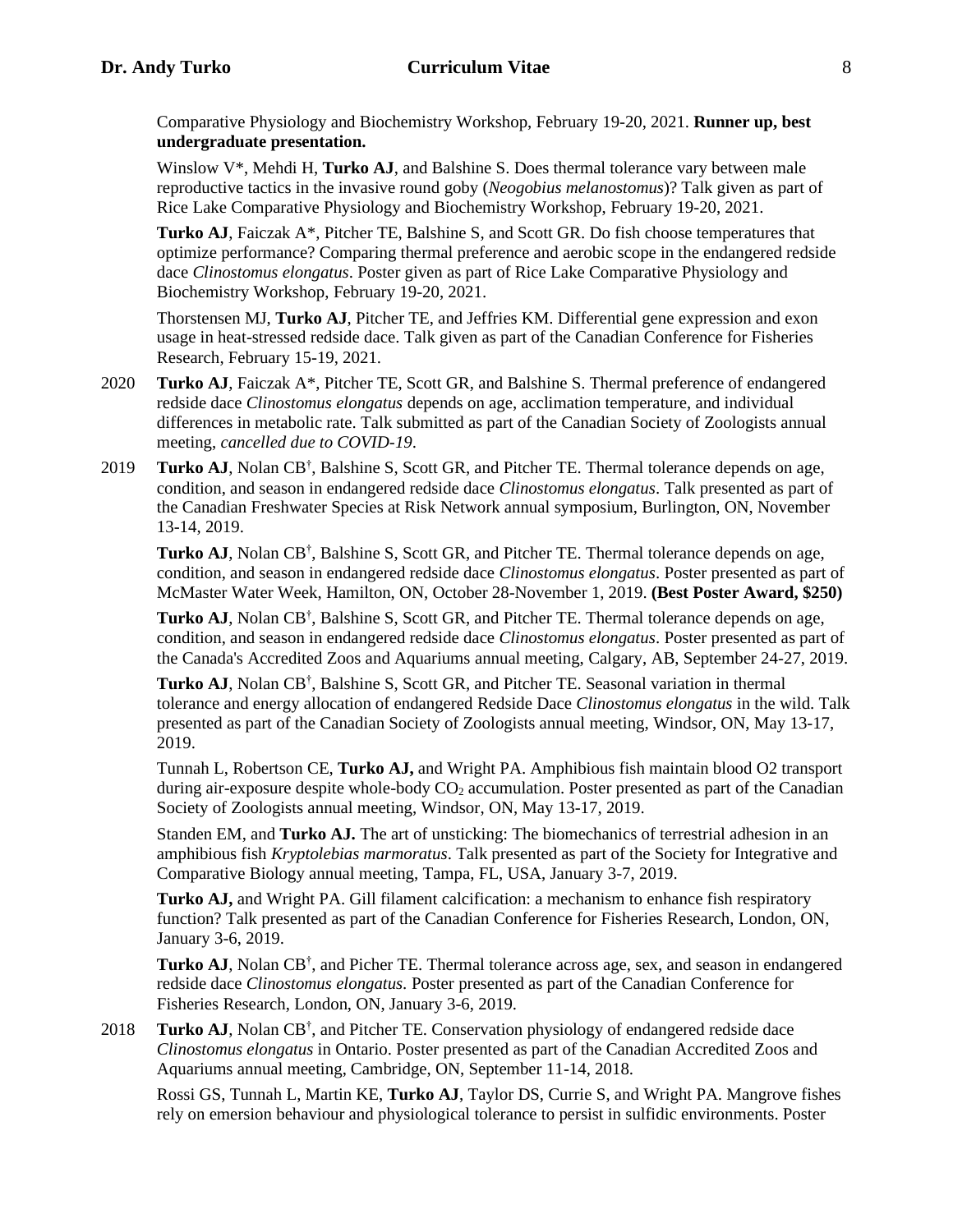Comparative Physiology and Biochemistry Workshop, February 19-20, 2021. **Runner up, best undergraduate presentation.**

Winslow V*, Mehdi H, **Turko AJ**, and Balshine S. Does thermal tolerance vary between male reproductive tactics in the invasive round goby (*Neogobius melanostomus*)? Talk given as part of Rice Lake Comparative Physiology and Biochemistry Workshop, February 19-20, 2021.

**Turko AJ**, Faiczak A*, Pitcher TE, Balshine S, and Scott GR. Do fish choose temperatures that optimize performance? Comparing thermal preference and aerobic scope in the endangered redside dace *Clinostomus elongatus*. Poster given as part of Rice Lake Comparative Physiology and Biochemistry Workshop, February 19-20, 2021.

Thorstensen MJ, **Turko AJ**, Pitcher TE, and Jeffries KM. Differential gene expression and exon usage in heat-stressed redside dace. Talk given as part of the Canadian Conference for Fisheries Research, February 15-19, 2021.

2020 **Turko AJ**, Faiczak A*, Pitcher TE, Scott GR, and Balshine S. Thermal preference of endangered redside dace *Clinostomus elongatus* depends on age, acclimation temperature, and individual differences in metabolic rate. Talk submitted as part of the Canadian Society of Zoologists annual meeting, *cancelled due to COVID-19*.

2019 **Turko AJ**, Nolan CB[†], Balshine S, Scott GR, and Pitcher TE. Thermal tolerance depends on age, condition, and season in endangered redside dace *Clinostomus elongatus*. Talk presented as part of the Canadian Freshwater Species at Risk Network annual symposium, Burlington, ON, November 13-14, 2019.

**Turko AJ**, Nolan CB[†], Balshine S, Scott GR, and Pitcher TE. Thermal tolerance depends on age, condition, and season in endangered redside dace *Clinostomus elongatus*. Poster presented as part of McMaster Water Week, Hamilton, ON, October 28-November 1, 2019. **(Best Poster Award, $250)**

**Turko AJ**, Nolan CB[†], Balshine S, Scott GR, and Pitcher TE. Thermal tolerance depends on age, condition, and season in endangered redside dace *Clinostomus elongatus*. Poster presented as part of the Canada's Accredited Zoos and Aquariums annual meeting, Calgary, AB, September 24-27, 2019.

**Turko AJ**, Nolan CB[†], Balshine S, Scott GR, and Pitcher TE. Seasonal variation in thermal tolerance and energy allocation of endangered Redside Dace *Clinostomus elongatus* in the wild. Talk presented as part of the Canadian Society of Zoologists annual meeting, Windsor, ON, May 13-17, 2019.

Tunnah L, Robertson CE, **Turko AJ,** and Wright PA. Amphibious fish maintain blood O2 transport during air-exposure despite whole-body $CO_2$ accumulation. Poster presented as part of the Canadian Society of Zoologists annual meeting, Windsor, ON, May 13-17, 2019.

Standen EM, and **Turko AJ.** The art of unsticking: The biomechanics of terrestrial adhesion in an amphibious fish *Kryptolebias marmoratus*. Talk presented as part of the Society for Integrative and Comparative Biology annual meeting, Tampa, FL, USA, January 3-7, 2019.

**Turko AJ,** and Wright PA. Gill filament calcification: a mechanism to enhance fish respiratory function? Talk presented as part of the Canadian Conference for Fisheries Research, London, ON, January 3-6, 2019.

**Turko AJ**, Nolan CB[†], and Picher TE. Thermal tolerance across age, sex, and season in endangered redside dace *Clinostomus elongatus*. Poster presented as part of the Canadian Conference for Fisheries Research, London, ON, January 3-6, 2019.

2018 **Turko AJ**, Nolan CB[†], and Pitcher TE. Conservation physiology of endangered redside dace *Clinostomus elongatus* in Ontario. Poster presented as part of the Canadian Accredited Zoos and Aquariums annual meeting, Cambridge, ON, September 11-14, 2018.

Rossi GS, Tunnah L, Martin KE, **Turko AJ**, Taylor DS, Currie S, and Wright PA. Mangrove fishes rely on emersion behaviour and physiological tolerance to persist in sulfidic environments. Poster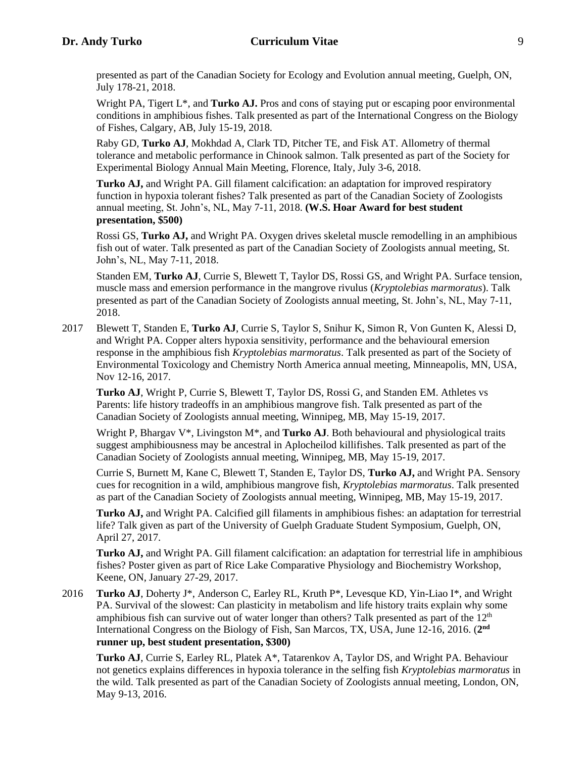presented as part of the Canadian Society for Ecology and Evolution annual meeting, Guelph, ON, July 178-21, 2018.

Wright PA, Tigert L*, and **Turko AJ.** Pros and cons of staying put or escaping poor environmental conditions in amphibious fishes. Talk presented as part of the International Congress on the Biology of Fishes, Calgary, AB, July 15-19, 2018.

Raby GD, **Turko AJ**, Mokhdad A, Clark TD, Pitcher TE, and Fisk AT. Allometry of thermal tolerance and metabolic performance in Chinook salmon. Talk presented as part of the Society for Experimental Biology Annual Main Meeting, Florence, Italy, July 3-6, 2018.

**Turko AJ,** and Wright PA. Gill filament calcification: an adaptation for improved respiratory function in hypoxia tolerant fishes? Talk presented as part of the Canadian Society of Zoologists annual meeting, St. John's, NL, May 7-11, 2018. **(W.S. Hoar Award for best student presentation, $500)**

Rossi GS, **Turko AJ,** and Wright PA. Oxygen drives skeletal muscle remodelling in an amphibious fish out of water. Talk presented as part of the Canadian Society of Zoologists annual meeting, St. John's, NL, May 7-11, 2018.

Standen EM, **Turko AJ**, Currie S, Blewett T, Taylor DS, Rossi GS, and Wright PA. Surface tension, muscle mass and emersion performance in the mangrove rivulus (*Kryptolebias marmoratus*). Talk presented as part of the Canadian Society of Zoologists annual meeting, St. John's, NL, May 7-11, 2018.

2017 Blewett T, Standen E, **Turko AJ**, Currie S, Taylor S, Snihur K, Simon R, Von Gunten K, Alessi D, and Wright PA. Copper alters hypoxia sensitivity, performance and the behavioural emersion response in the amphibious fish *Kryptolebias marmoratus*. Talk presented as part of the Society of Environmental Toxicology and Chemistry North America annual meeting, Minneapolis, MN, USA, Nov 12-16, 2017.

**Turko AJ**, Wright P, Currie S, Blewett T, Taylor DS, Rossi G, and Standen EM. Athletes vs Parents: life history tradeoffs in an amphibious mangrove fish. Talk presented as part of the Canadian Society of Zoologists annual meeting, Winnipeg, MB, May 15-19, 2017.

Wright P, Bhargav V*, Livingston M*, and **Turko AJ**. Both behavioural and physiological traits suggest amphibiousness may be ancestral in Aplocheilod killifishes. Talk presented as part of the Canadian Society of Zoologists annual meeting, Winnipeg, MB, May 15-19, 2017.

Currie S, Burnett M, Kane C, Blewett T, Standen E, Taylor DS, **Turko AJ,** and Wright PA. Sensory cues for recognition in a wild, amphibious mangrove fish, *Kryptolebias marmoratus*. Talk presented as part of the Canadian Society of Zoologists annual meeting, Winnipeg, MB, May 15-19, 2017.

**Turko AJ,** and Wright PA. Calcified gill filaments in amphibious fishes: an adaptation for terrestrial life? Talk given as part of the University of Guelph Graduate Student Symposium, Guelph, ON, April 27, 2017.

**Turko AJ,** and Wright PA. Gill filament calcification: an adaptation for terrestrial life in amphibious fishes? Poster given as part of Rice Lake Comparative Physiology and Biochemistry Workshop, Keene, ON, January 27-29, 2017.

2016 **Turko AJ**, Doherty J*, Anderson C, Earley RL, Kruth P*, Levesque KD, Yin-Liao I*, and Wright PA. Survival of the slowest: Can plasticity in metabolism and life history traits explain why some amphibious fish can survive out of water longer than others? Talk presented as part of the 12th International Congress on the Biology of Fish, San Marcos, TX, USA, June 12-16, 2016. (**2nd runner up, best student presentation, $300)**

**Turko AJ**, Currie S, Earley RL, Platek A*, Tatarenkov A, Taylor DS, and Wright PA. Behaviour not genetics explains differences in hypoxia tolerance in the selfing fish *Kryptolebias marmoratus* in the wild. Talk presented as part of the Canadian Society of Zoologists annual meeting, London, ON, May 9-13, 2016.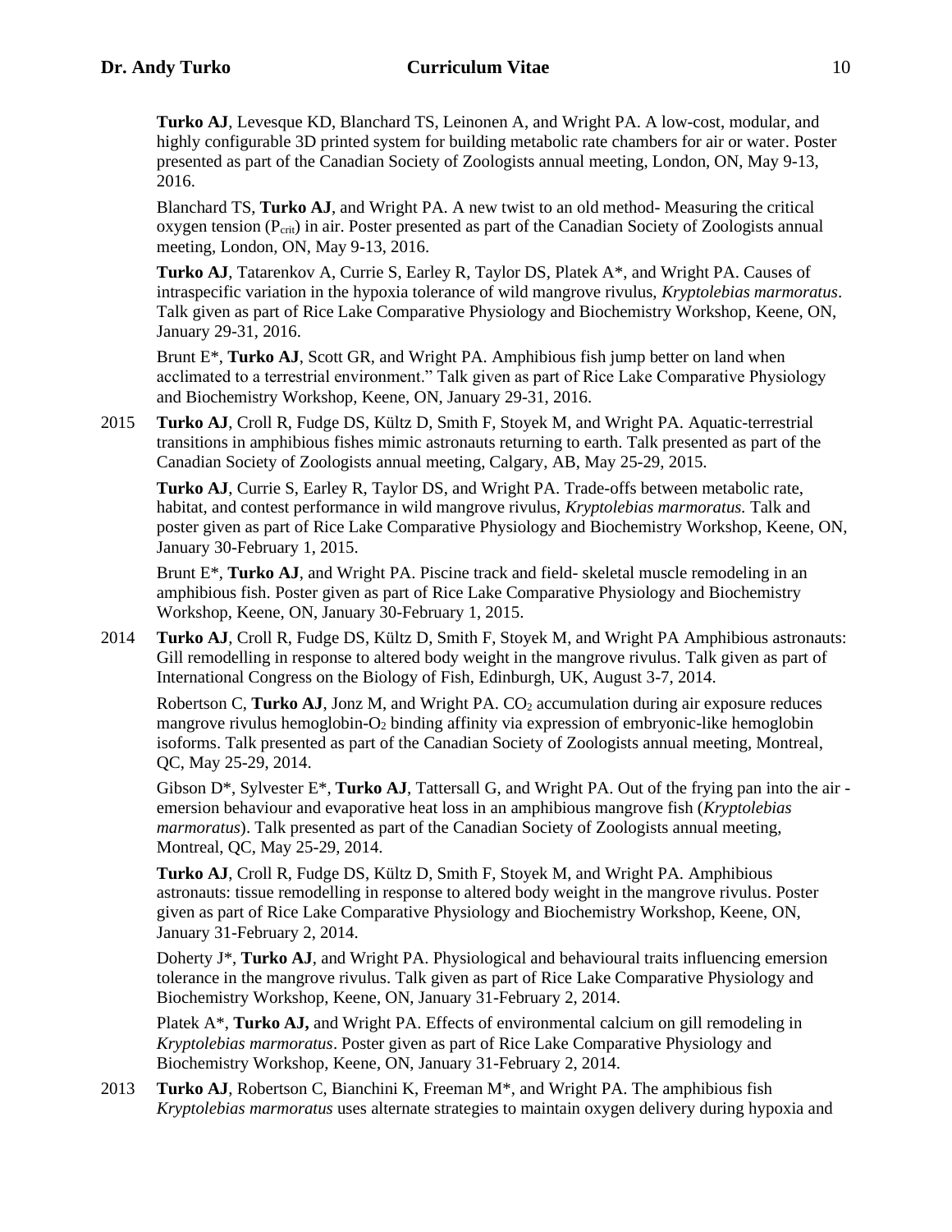**Turko AJ**, Levesque KD, Blanchard TS, Leinonen A, and Wright PA. A low-cost, modular, and highly configurable 3D printed system for building metabolic rate chambers for air or water. Poster presented as part of the Canadian Society of Zoologists annual meeting, London, ON, May 9-13, 2016.

Blanchard TS, **Turko AJ**, and Wright PA. A new twist to an old method- Measuring the critical oxygen tension ($P_{crit}$) in air. Poster presented as part of the Canadian Society of Zoologists annual meeting, London, ON, May 9-13, 2016.

**Turko AJ**, Tatarenkov A, Currie S, Earley R, Taylor DS, Platek A*, and Wright PA. Causes of intraspecific variation in the hypoxia tolerance of wild mangrove rivulus, *Kryptolebias marmoratus*. Talk given as part of Rice Lake Comparative Physiology and Biochemistry Workshop, Keene, ON, January 29-31, 2016.

Brunt E*, **Turko AJ**, Scott GR, and Wright PA. Amphibious fish jump better on land when acclimated to a terrestrial environment." Talk given as part of Rice Lake Comparative Physiology and Biochemistry Workshop, Keene, ON, January 29-31, 2016.

2015 **Turko AJ**, Croll R, Fudge DS, Kültz D, Smith F, Stoyek M, and Wright PA. Aquatic-terrestrial transitions in amphibious fishes mimic astronauts returning to earth. Talk presented as part of the Canadian Society of Zoologists annual meeting, Calgary, AB, May 25-29, 2015.

**Turko AJ**, Currie S, Earley R, Taylor DS, and Wright PA. Trade-offs between metabolic rate, habitat, and contest performance in wild mangrove rivulus, *Kryptolebias marmoratus.* Talk and poster given as part of Rice Lake Comparative Physiology and Biochemistry Workshop, Keene, ON, January 30-February 1, 2015.

Brunt E*, **Turko AJ**, and Wright PA. Piscine track and field- skeletal muscle remodeling in an amphibious fish. Poster given as part of Rice Lake Comparative Physiology and Biochemistry Workshop, Keene, ON, January 30-February 1, 2015.

2014 **Turko AJ**, Croll R, Fudge DS, Kültz D, Smith F, Stoyek M, and Wright PA Amphibious astronauts: Gill remodelling in response to altered body weight in the mangrove rivulus. Talk given as part of International Congress on the Biology of Fish, Edinburgh, UK, August 3-7, 2014.

Robertson C, **Turko AJ**, Jonz M, and Wright PA. $CO_2$ accumulation during air exposure reduces mangrove rivulus hemoglobin-$O_2$ binding affinity via expression of embryonic-like hemoglobin isoforms. Talk presented as part of the Canadian Society of Zoologists annual meeting, Montreal, QC, May 25-29, 2014.

Gibson D*, Sylvester E*, **Turko AJ**, Tattersall G, and Wright PA. Out of the frying pan into the air - emersion behaviour and evaporative heat loss in an amphibious mangrove fish (*Kryptolebias marmoratus*). Talk presented as part of the Canadian Society of Zoologists annual meeting, Montreal, QC, May 25-29, 2014.

**Turko AJ**, Croll R, Fudge DS, Kültz D, Smith F, Stoyek M, and Wright PA. Amphibious astronauts: tissue remodelling in response to altered body weight in the mangrove rivulus. Poster given as part of Rice Lake Comparative Physiology and Biochemistry Workshop, Keene, ON, January 31-February 2, 2014.

Doherty J*, **Turko AJ**, and Wright PA. Physiological and behavioural traits influencing emersion tolerance in the mangrove rivulus. Talk given as part of Rice Lake Comparative Physiology and Biochemistry Workshop, Keene, ON, January 31-February 2, 2014.

Platek A*, **Turko AJ,** and Wright PA. Effects of environmental calcium on gill remodeling in *Kryptolebias marmoratus*. Poster given as part of Rice Lake Comparative Physiology and Biochemistry Workshop, Keene, ON, January 31-February 2, 2014.

2013 **Turko AJ**, Robertson C, Bianchini K, Freeman M*, and Wright PA. The amphibious fish *Kryptolebias marmoratus* uses alternate strategies to maintain oxygen delivery during hypoxia and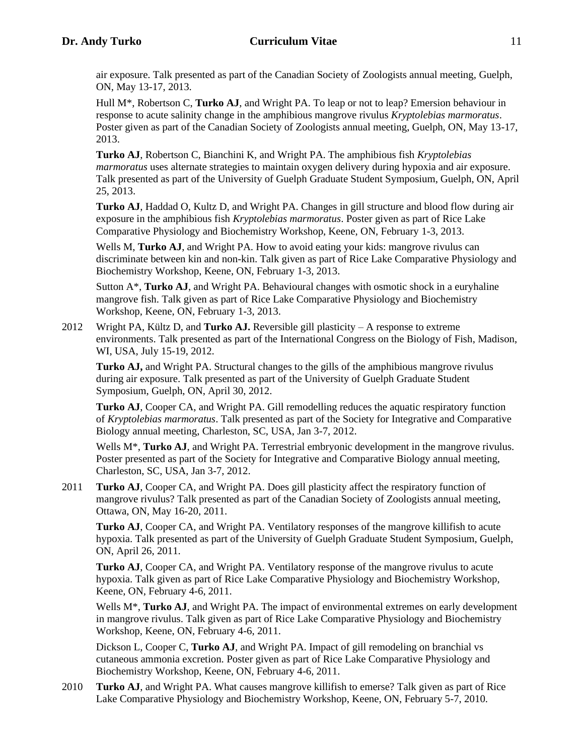air exposure. Talk presented as part of the Canadian Society of Zoologists annual meeting, Guelph, ON, May 13-17, 2013.

Hull M*, Robertson C, **Turko AJ**, and Wright PA. To leap or not to leap? Emersion behaviour in response to acute salinity change in the amphibious mangrove rivulus *Kryptolebias marmoratus*. Poster given as part of the Canadian Society of Zoologists annual meeting, Guelph, ON, May 13-17, 2013.

**Turko AJ**, Robertson C, Bianchini K, and Wright PA. The amphibious fish *Kryptolebias marmoratus* uses alternate strategies to maintain oxygen delivery during hypoxia and air exposure. Talk presented as part of the University of Guelph Graduate Student Symposium, Guelph, ON, April 25, 2013.

**Turko AJ**, Haddad O, Kultz D, and Wright PA. Changes in gill structure and blood flow during air exposure in the amphibious fish *Kryptolebias marmoratus*. Poster given as part of Rice Lake Comparative Physiology and Biochemistry Workshop, Keene, ON, February 1-3, 2013.

Wells M, **Turko AJ**, and Wright PA. How to avoid eating your kids: mangrove rivulus can discriminate between kin and non-kin. Talk given as part of Rice Lake Comparative Physiology and Biochemistry Workshop, Keene, ON, February 1-3, 2013.

Sutton A*, **Turko AJ**, and Wright PA. Behavioural changes with osmotic shock in a euryhaline mangrove fish. Talk given as part of Rice Lake Comparative Physiology and Biochemistry Workshop, Keene, ON, February 1-3, 2013.

2012 Wright PA, Kültz D, and **Turko AJ.** Reversible gill plasticity – A response to extreme environments. Talk presented as part of the International Congress on the Biology of Fish, Madison, WI, USA, July 15-19, 2012.

**Turko AJ,** and Wright PA. Structural changes to the gills of the amphibious mangrove rivulus during air exposure. Talk presented as part of the University of Guelph Graduate Student Symposium, Guelph, ON, April 30, 2012.

**Turko AJ**, Cooper CA, and Wright PA. Gill remodelling reduces the aquatic respiratory function of *Kryptolebias marmoratus*. Talk presented as part of the Society for Integrative and Comparative Biology annual meeting, Charleston, SC, USA, Jan 3-7, 2012.

Wells M*, **Turko AJ**, and Wright PA. Terrestrial embryonic development in the mangrove rivulus. Poster presented as part of the Society for Integrative and Comparative Biology annual meeting, Charleston, SC, USA, Jan 3-7, 2012.

2011 **Turko AJ**, Cooper CA, and Wright PA. Does gill plasticity affect the respiratory function of mangrove rivulus? Talk presented as part of the Canadian Society of Zoologists annual meeting, Ottawa, ON, May 16-20, 2011.

**Turko AJ**, Cooper CA, and Wright PA. Ventilatory responses of the mangrove killifish to acute hypoxia. Talk presented as part of the University of Guelph Graduate Student Symposium, Guelph, ON, April 26, 2011.

**Turko AJ**, Cooper CA, and Wright PA. Ventilatory response of the mangrove rivulus to acute hypoxia. Talk given as part of Rice Lake Comparative Physiology and Biochemistry Workshop, Keene, ON, February 4-6, 2011.

Wells M*, **Turko AJ**, and Wright PA. The impact of environmental extremes on early development in mangrove rivulus. Talk given as part of Rice Lake Comparative Physiology and Biochemistry Workshop, Keene, ON, February 4-6, 2011.

Dickson L, Cooper C, **Turko AJ**, and Wright PA. Impact of gill remodeling on branchial vs cutaneous ammonia excretion. Poster given as part of Rice Lake Comparative Physiology and Biochemistry Workshop, Keene, ON, February 4-6, 2011.

2010 **Turko AJ**, and Wright PA. What causes mangrove killifish to emerse? Talk given as part of Rice Lake Comparative Physiology and Biochemistry Workshop, Keene, ON, February 5-7, 2010.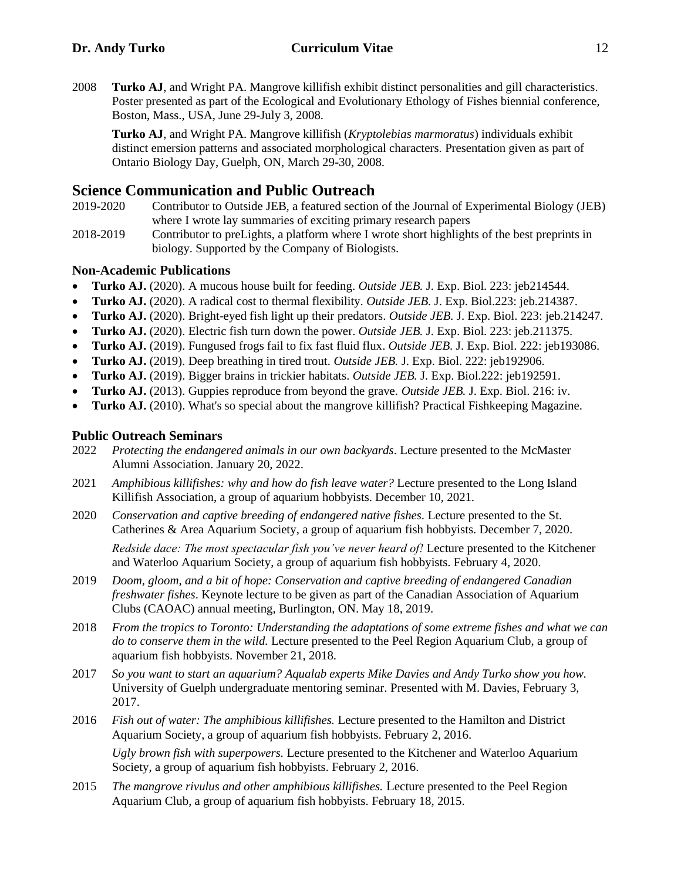2008 **Turko AJ**, and Wright PA. Mangrove killifish exhibit distinct personalities and gill characteristics. Poster presented as part of the Ecological and Evolutionary Ethology of Fishes biennial conference, Boston, Mass., USA, June 29-July 3, 2008.

**Turko AJ**, and Wright PA. Mangrove killifish (*Kryptolebias marmoratus*) individuals exhibit distinct emersion patterns and associated morphological characters. Presentation given as part of Ontario Biology Day, Guelph, ON, March 29-30, 2008.

## Science Communication and Public Outreach

2019-2020 Contributor to Outside JEB, a featured section of the Journal of Experimental Biology (JEB) where I wrote lay summaries of exciting primary research papers

2018-2019 Contributor to preLights, a platform where I wrote short highlights of the best preprints in biology. Supported by the Company of Biologists.

### Non-Academic Publications

- **Turko AJ.** (2020). A mucous house built for feeding. *Outside JEB.* J. Exp. Biol. 223: jeb214544.
- **Turko AJ.** (2020). A radical cost to thermal flexibility. *Outside JEB.* J. Exp. Biol.223: jeb.214387.
- **Turko AJ.** (2020). Bright-eyed fish light up their predators. *Outside JEB.* J. Exp. Biol. 223: jeb.214247.
- **Turko AJ.** (2020). Electric fish turn down the power. *Outside JEB.* J. Exp. Biol. 223: jeb.211375.
- **Turko AJ.** (2019). Fungused frogs fail to fix fast fluid flux. *Outside JEB.* J. Exp. Biol. 222: jeb193086.
- **Turko AJ.** (2019). Deep breathing in tired trout. *Outside JEB.* J. Exp. Biol. 222: jeb192906.
- **Turko AJ.** (2019). Bigger brains in trickier habitats. *Outside JEB.* J. Exp. Biol.222: jeb192591.
- **Turko AJ.** (2013). Guppies reproduce from beyond the grave. *Outside JEB.* J. Exp. Biol. 216: iv.
- **Turko AJ.** (2010). What's so special about the mangrove killifish? Practical Fishkeeping Magazine.

### Public Outreach Seminars

2022 *Protecting the endangered animals in our own backyards*. Lecture presented to the McMaster Alumni Association. January 20, 2022.

2021 *Amphibious killifishes: why and how do fish leave water?* Lecture presented to the Long Island Killifish Association, a group of aquarium hobbyists. December 10, 2021.

2020 *Conservation and captive breeding of endangered native fishes.* Lecture presented to the St. Catherines & Area Aquarium Society, a group of aquarium fish hobbyists. December 7, 2020.

*Redside dace: The most spectacular fish you've never heard of!* Lecture presented to the Kitchener and Waterloo Aquarium Society, a group of aquarium fish hobbyists. February 4, 2020.

2019 *Doom, gloom, and a bit of hope: Conservation and captive breeding of endangered Canadian freshwater fishes*. Keynote lecture to be given as part of the Canadian Association of Aquarium Clubs (CAOAC) annual meeting, Burlington, ON. May 18, 2019.

2018 *From the tropics to Toronto: Understanding the adaptations of some extreme fishes and what we can do to conserve them in the wild.* Lecture presented to the Peel Region Aquarium Club, a group of aquarium fish hobbyists. November 21, 2018.

2017 *So you want to start an aquarium? Aqualab experts Mike Davies and Andy Turko show you how.* University of Guelph undergraduate mentoring seminar. Presented with M. Davies, February 3, 2017.

2016 *Fish out of water: The amphibious killifishes.* Lecture presented to the Hamilton and District Aquarium Society, a group of aquarium fish hobbyists. February 2, 2016.

*Ugly brown fish with superpowers.* Lecture presented to the Kitchener and Waterloo Aquarium Society, a group of aquarium fish hobbyists. February 2, 2016.

2015 *The mangrove rivulus and other amphibious killifishes.* Lecture presented to the Peel Region Aquarium Club, a group of aquarium fish hobbyists. February 18, 2015.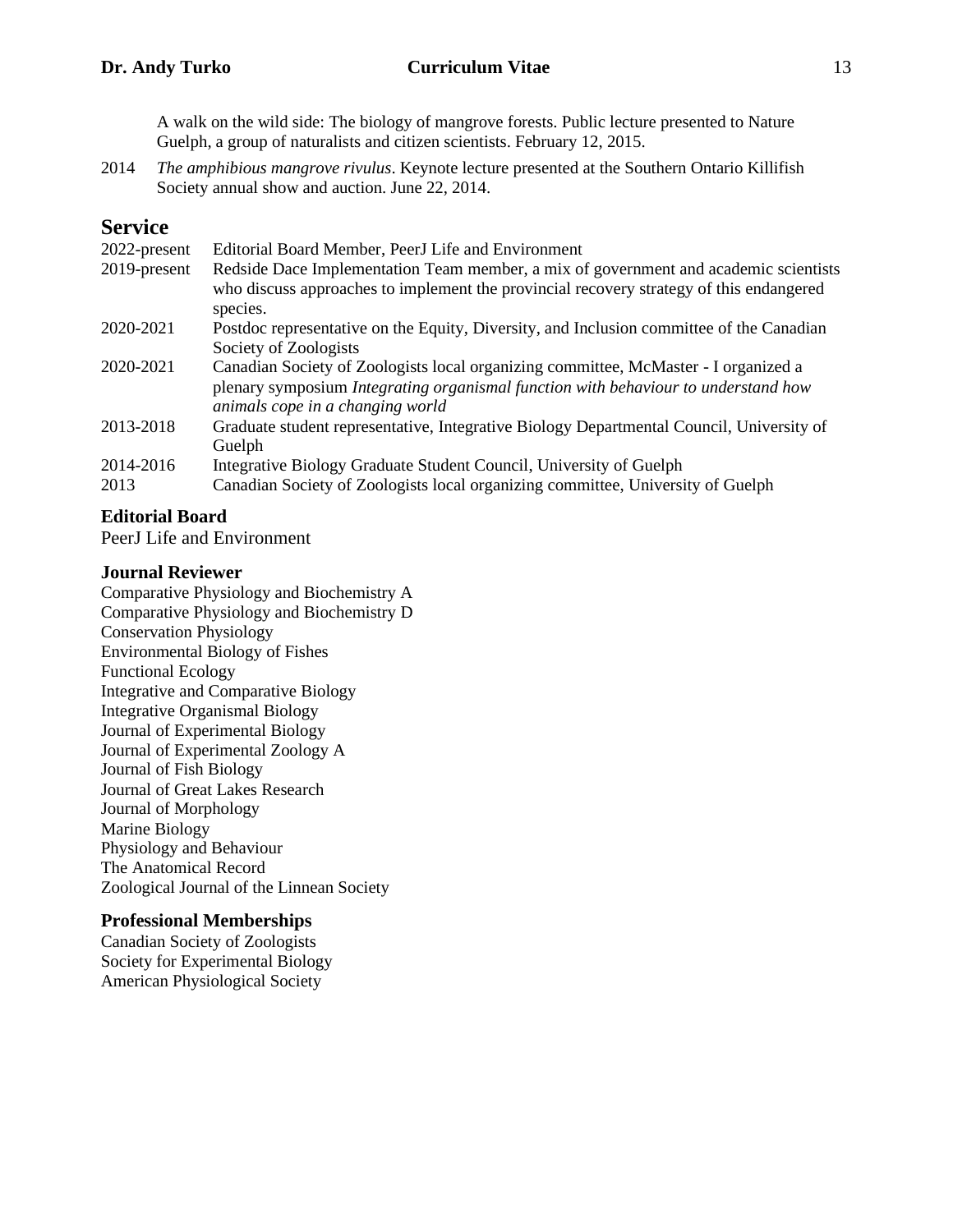A walk on the wild side: The biology of mangrove forests. Public lecture presented to Nature Guelph, a group of naturalists and citizen scientists. February 12, 2015.

2014 *The amphibious mangrove rivulus*. Keynote lecture presented at the Southern Ontario Killifish Society annual show and auction. June 22, 2014.

## Service

| | |
|---|---|
| 2022-present | Editorial Board Member, PeerJ Life and Environment |
| 2019-present | Redside Dace Implementation Team member, a mix of government and academic scientists who discuss approaches to implement the provincial recovery strategy of this endangered species. |
| 2020-2021 | Postdoc representative on the Equity, Diversity, and Inclusion committee of the Canadian Society of Zoologists |
| 2020-2021 | Canadian Society of Zoologists local organizing committee, McMaster - I organized a plenary symposium *Integrating organismal function with behaviour to understand how animals cope in a changing world* |
| 2013-2018 | Graduate student representative, Integrative Biology Departmental Council, University of Guelph |
| 2014-2016 | Integrative Biology Graduate Student Council, University of Guelph |
| 2013 | Canadian Society of Zoologists local organizing committee, University of Guelph |

### Editorial Board

PeerJ Life and Environment

### Journal Reviewer

Comparative Physiology and Biochemistry A
Comparative Physiology and Biochemistry D
Conservation Physiology
Environmental Biology of Fishes
Functional Ecology
Integrative and Comparative Biology
Integrative Organismal Biology
Journal of Experimental Biology
Journal of Experimental Zoology A
Journal of Fish Biology
Journal of Great Lakes Research
Journal of Morphology
Marine Biology
Physiology and Behaviour
The Anatomical Record
Zoological Journal of the Linnean Society

### Professional Memberships

Canadian Society of Zoologists
Society for Experimental Biology
American Physiological Society